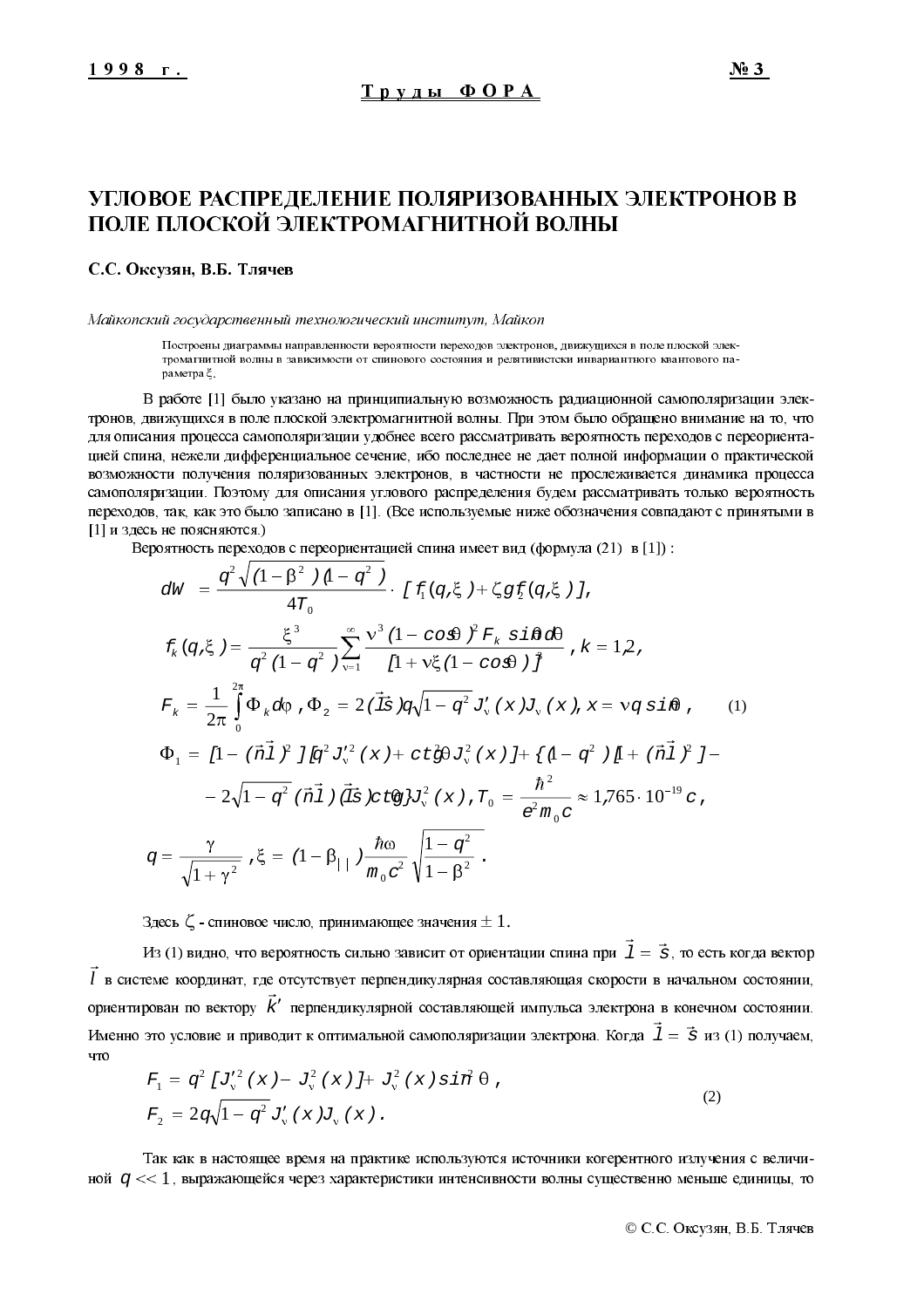# УГЛОВОЕ РАСПРЕДЕЛЕНИЕ ПОЛЯРИЗОВАННЫХ ЭЛЕКТРОНОВ В ПОЛЕ ПЛОСКОЙ ЭЛЕКТРОМАГНИТНОЙ ВОЛНЫ

**С.С. Оксузян, В.Б. Тлячев**

*Майкопский государственный технологический институт, Майкоп*

Построены диаграммы направленности вероятности переходов электронов, движущихся в поле плоской электромагнитной волны в зависимости от спинового состояния и релятивистски инвариантного квантового параметра $\xi$.

В работе [1] было указано на принципиальную возможность радиационной самополяризации электронов, движущихся в поле плоской электромагнитной волны. При этом было обращено внимание на то, что для описания процесса самополяризации удобнее всего рассматривать вероятность переходов с переориентацией спина, нежели дифференциальное сечение, ибо последнее не дает полной информации о практической возможности получения поляризованных электронов, в частности не прослеживается динамика процесса самополяризации. Поэтому для описания углового распределения будем рассматривать только вероятность переходов, так, как это было записано в [1]. (Все используемые ниже обозначения совпадают с принятыми в [1] и здесь не поясняются.)

Вероятность переходов с переориентацией спина имеет вид (формула (21) в [1]) :

$$dW = \frac{q^2\sqrt{(1-\beta^2)(1-q^2)}}{4T_0}\cdot[f_1(q,\xi)+\zeta g f_2(q,\xi)],$$

$$f_k(q,\xi)=\frac{\xi^3}{q^2(1-q^2)}\sum_{\nu=1}^{\infty}\frac{\nu^3(1-\cos\theta)^2 F_k \sin\theta d\theta}{[1+\nu\xi(1-\cos\theta)]^3},\ k=1,2,$$

$$F_k=\frac{1}{2\pi}\int_0^{2\pi}\Phi_k d\varphi,\ \Phi_2=2(\vec{l}\vec{s})q\sqrt{1-q^2}J'_\nu(x)J_\nu(x),\ x=\nu q\sin\theta, \tag{1}$$

$$\Phi_1=[1-(\vec{n}\vec{l})^2][q^2J'^2_\nu(x)+ctg^2\theta J^2_\nu(x)]+\{(1-q^2)[1+(\vec{n}\vec{l})^2]-$$

$$-2\sqrt{1-q^2}(\vec{n}\vec{l})(\vec{l}\vec{s})ctg\theta\}J^2_\nu(x),\ T_0=\frac{\hbar^2}{e^2m_0c}\approx 1{,}765\cdot 10^{-19}c,$$

$$q=\frac{\gamma}{\sqrt{1+\gamma^2}},\ \xi=(1-\beta_{||})\frac{\hbar\omega}{m_0c^2}\sqrt{\frac{1-q^2}{1-\beta^2}}.$$

Здесь $\zeta$ - спиновое число, принимающее значения $\pm 1$.

Из (1) видно, что вероятность сильно зависит от ориентации спина при $\vec{l}=\vec{s}$, то есть когда вектор $\vec{l}$ в системе координат, где отсутствует перпендикулярная составляющая скорости в начальном состоянии, ориентирован по вектору $\vec{k}'$ перпендикулярной составляющей импульса электрона в конечном состоянии. Именно это условие и приводит к оптимальной самополяризации электрона. Когда $\vec{l}=\vec{s}$ из (1) получаем, что

$$F_1=q^2[J'^2_\nu(x)-J^2_\nu(x)]+J^2_\nu(x)\sin^2\theta,$$
$$F_2=2q\sqrt{1-q^2}J'_\nu(x)J_\nu(x). \tag{2}$$

Так как в настоящее время на практике используются источники когерентного излучения с величиной $q<<1$, выражающейся через характеристики интенсивности волны существенно меньше единицы, то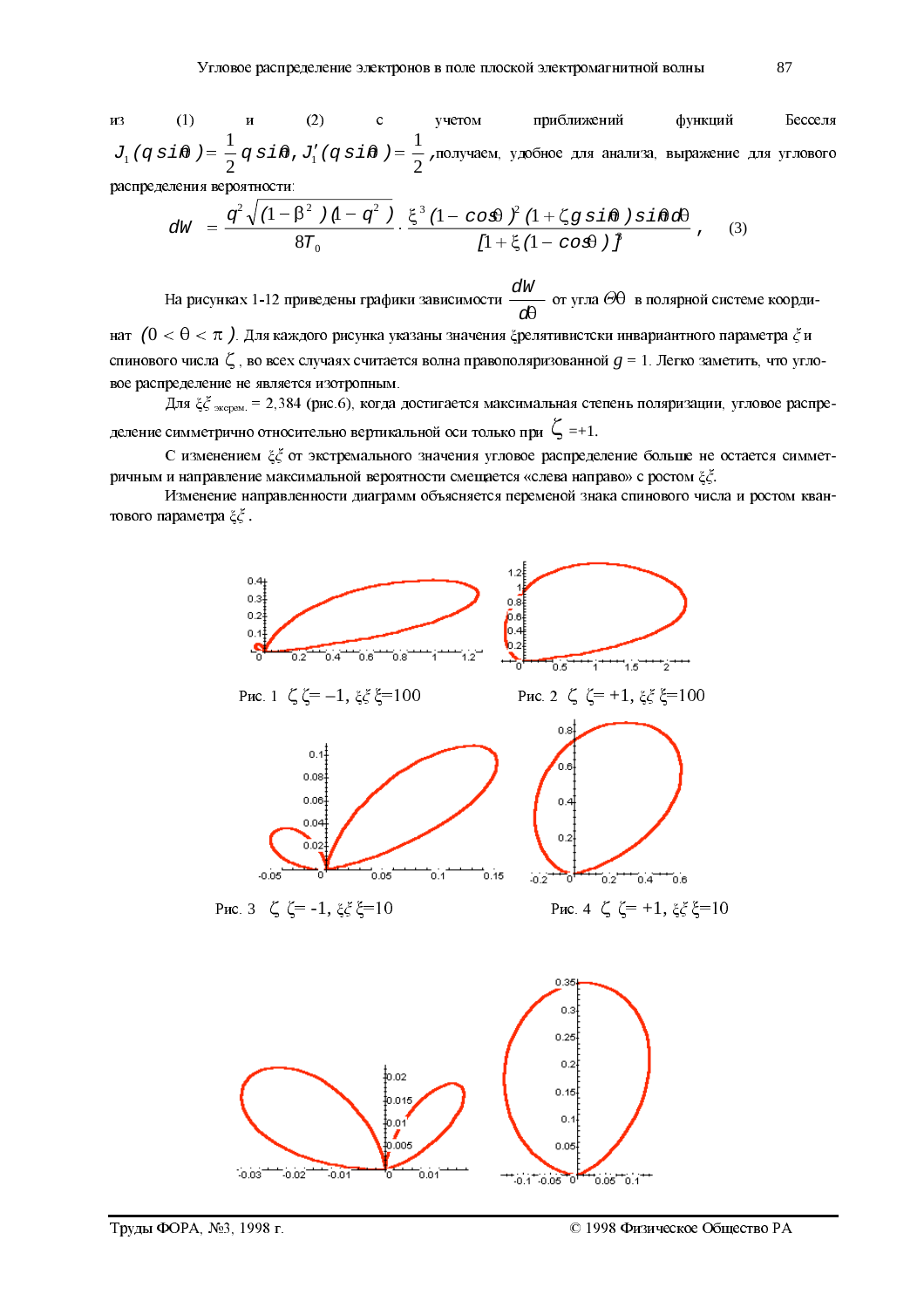из (1) и (2) с учетом приближений функций Бесселя $J_1(q\sin\theta) = \frac{1}{2}q\sin\theta,\ J_1'(q\sin\theta) = \frac{1}{2}$, получаем, удобное для анализа, выражение для углового распределения вероятности:

$$dW = \frac{q^2\sqrt{(1-\beta^2)(1-q^2)}}{8T_0} \cdot \frac{\xi^3(1-\cos\theta)^2(1+\zeta g\sin\theta)\sin\theta d\theta}{[1+\xi(1-\cos\theta)]^3}, \qquad (3)$$

На рисунках 1-12 приведены графики зависимости $\frac{dW}{d\theta}$ от угла $\Theta\theta$ в полярной системе координат $(0 < \theta < \pi)$. Для каждого рисунка указаны значения $\xi$релятивистски инвариантного параметра $\xi$ и спинового числа $\zeta$, во всех случаях считается волна правополяризованной $g = 1$. Легко заметить, что угловое распределение не является изотропным.

Для $\xi\xi_{\text{экстрем.}} = 2{,}384$ (рис.6), когда достигается максимальная степень поляризации, угловое распределение симметрично относительно вертикальной оси только при $\zeta = +1$.

С изменением $\xi\xi$ от экстремального значения угловое распределение больше не остается симметричным и направление максимальной вероятности смещается «слева направо» с ростом $\xi\xi$.

Изменение направленности диаграмм объясняется переменой знака спинового числа и ростом квантового параметра $\xi\xi$.

Рис. 1 $\zeta\zeta = -1,\ \xi\xi\xi = 100$

Рис. 2 $\zeta\ \zeta = +1,\ \xi\xi\ \xi = 100$

Рис. 3 $\zeta\ \zeta = -1,\ \xi\xi\ \xi = 10$

Рис. 4 $\zeta\ \zeta = +1,\ \xi\xi\ \xi = 10$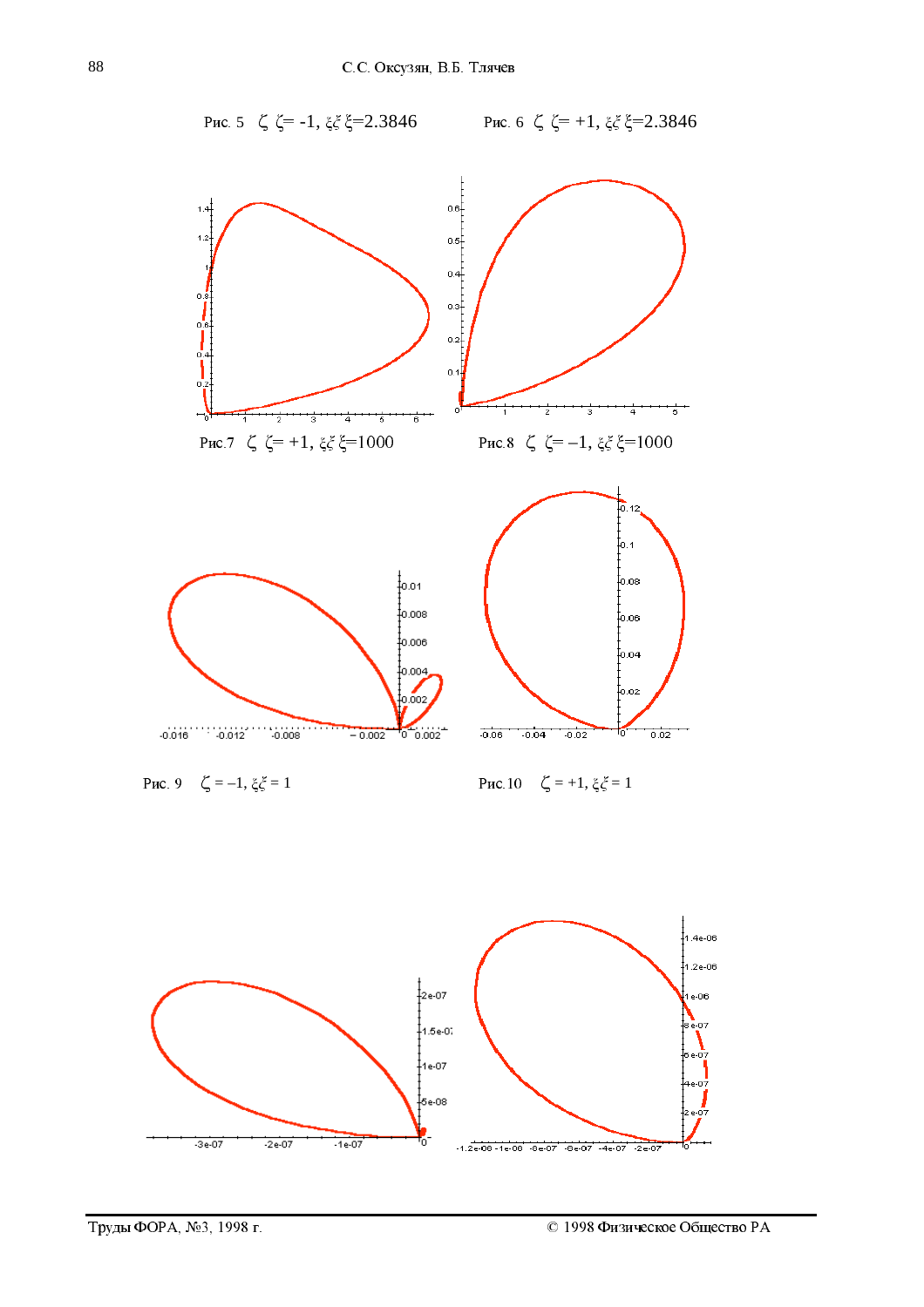Рис. 5 $\zeta$ $\zeta$= -1, $\xi\xi$ $\xi$=2.3846

Рис. 6 $\zeta$ $\zeta$= +1, $\xi\xi$ $\xi$=2.3846

Рис.7 $\zeta$ $\zeta$= +1, $\xi\xi$ $\xi$=1000

Рис.8 $\zeta$ $\zeta$= –1, $\xi\xi$ $\xi$=1000

Рис. 9 $\zeta$ = –1, $\xi\xi$ = 1

Рис.10 $\zeta$ = +1, $\xi\xi$ = 1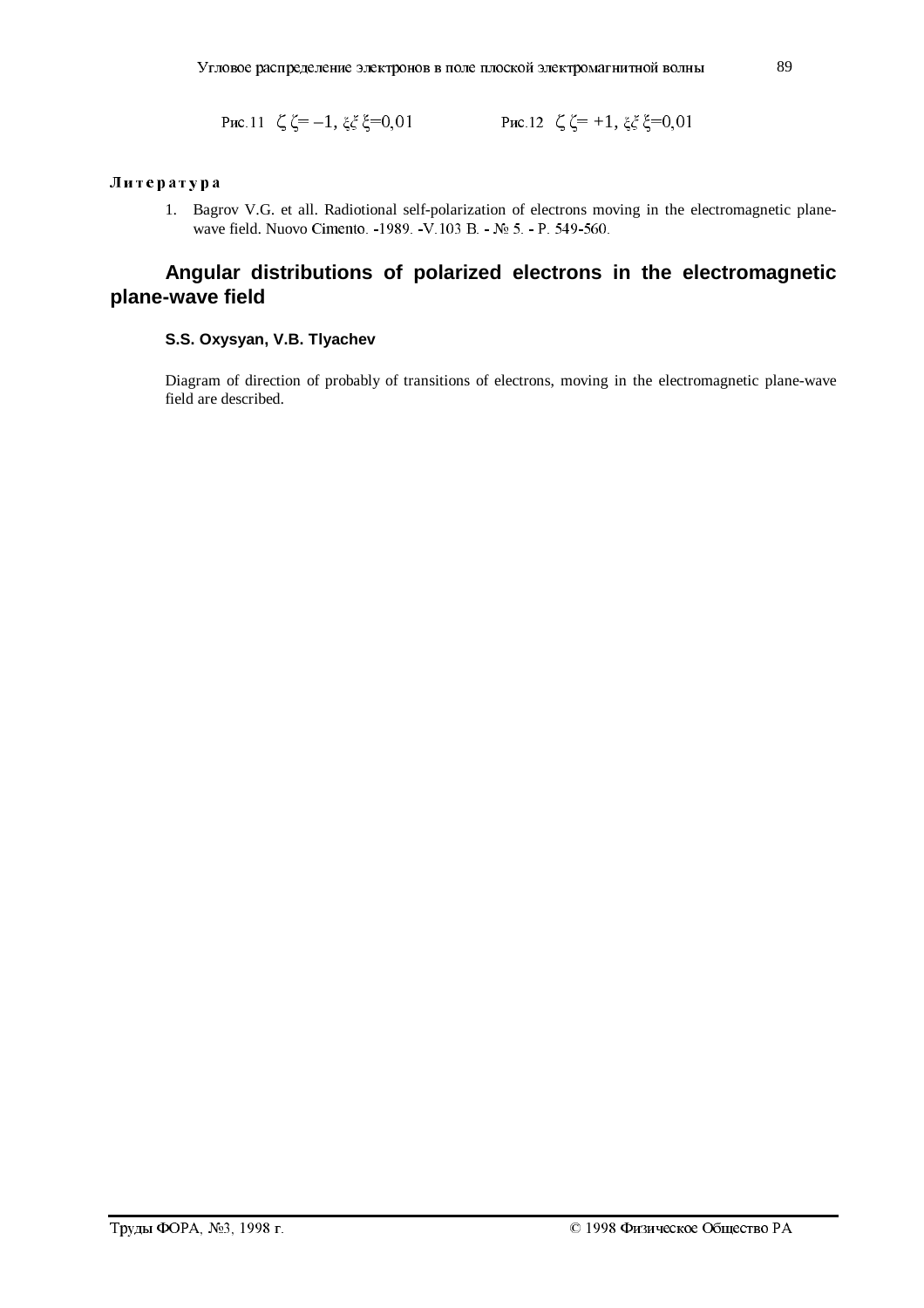Рис.11 $\zeta=-1$, $\xi=0{,}01$ Рис.12 $\zeta=+1$, $\xi=0{,}01$

### Литература

1. Bagrov V.G. et all. Radiotional self-polarization of electrons moving in the electromagnetic plane-wave field. Nuovo Cimento. -1989. -V.103 B. - № 5. - P. 549-560.

## Angular distributions of polarized electrons in the electromagnetic plane-wave field

**S.S. Oxysyan, V.B. Tlyachev**

Diagram of direction of probably of transitions of electrons, moving in the electromagnetic plane-wave field are described.